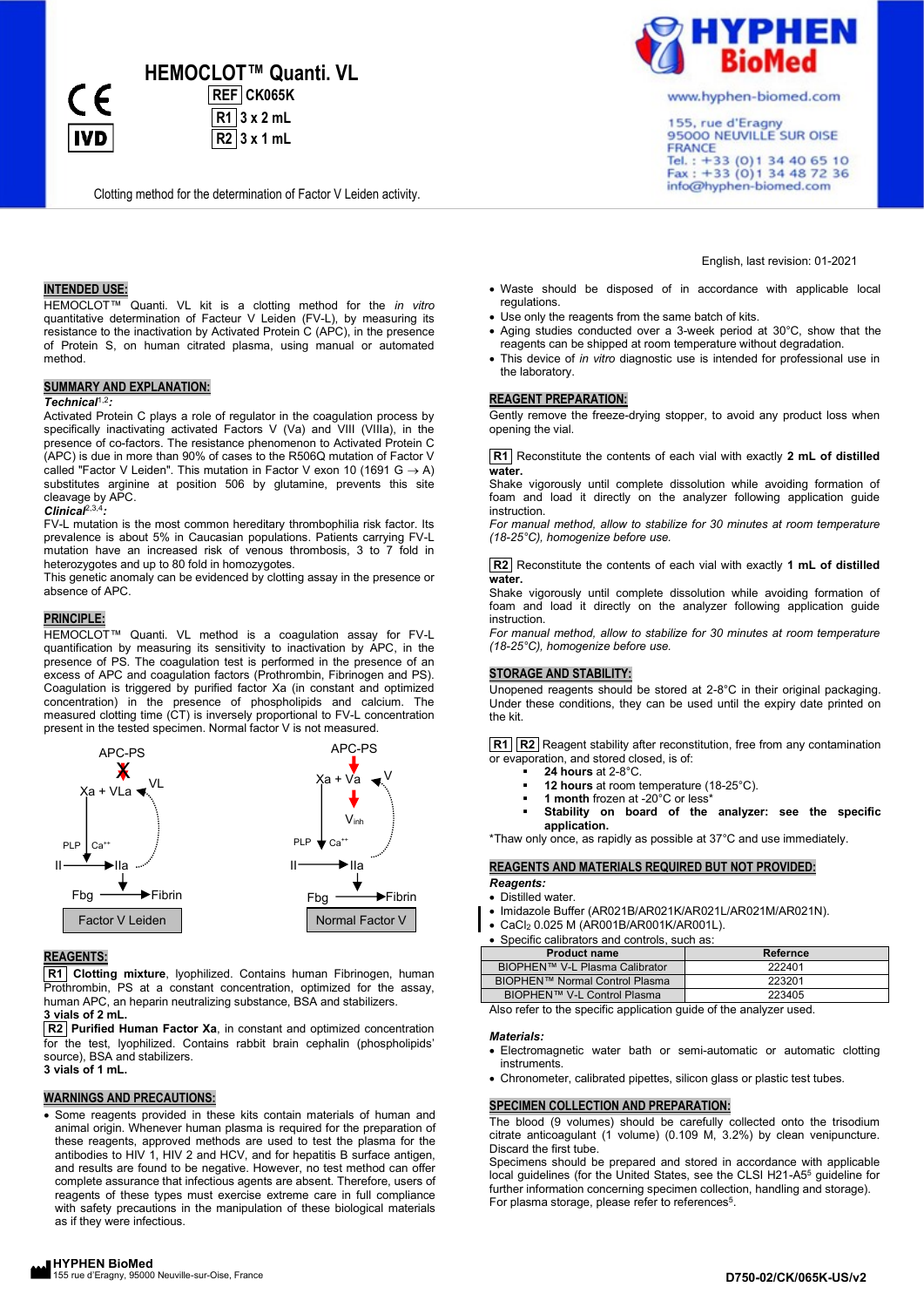# HEMOCLOT™ Quanti. VL

REF CK065K

R1 3 x 2 mL

R2 3 x 1 mL

CE IVD

Clotting method for the determination of Factor V Leiden activity.

**HYPHEN BioMed**

www.hyphen-biomed.com

155, rue d'Eragny
95000 NEUVILLE SUR OISE
FRANCE
Tel. : +33 (0)1 34 40 65 10
Fax : +33 (0)1 34 48 72 36
info@hyphen-biomed.com

English, last revision: 01-2021

## INTENDED USE:

HEMOCLOT™ Quanti. VL kit is a clotting method for the *in vitro* quantitative determination of Facteur V Leiden (FV-L), by measuring its resistance to the inactivation by Activated Protein C (APC), in the presence of Protein S, on human citrated plasma, using manual or automated method.

## SUMMARY AND EXPLANATION:

***Technical***[1,2]***:***

Activated Protein C plays a role of regulator in the coagulation process by specifically inactivating activated Factors V (Va) and VIII (VIIIa), in the presence of co-factors. The resistance phenomenon to Activated Protein C (APC) is due in more than 90% of cases to the R506Q mutation of Factor V called "Factor V Leiden". This mutation in Factor V exon 10 (1691 G → A) substitutes arginine at position 506 by glutamine, prevents this site cleavage by APC.

***Clinical***[2,3,4]***:***

FV-L mutation is the most common hereditary thrombophilia risk factor. Its prevalence is about 5% in Caucasian populations. Patients carrying FV-L mutation have an increased risk of venous thrombosis, 3 to 7 fold in heterozygotes and up to 80 fold in homozygotes.

This genetic anomaly can be evidenced by clotting assay in the presence or absence of APC.

## PRINCIPLE:

HEMOCLOT™ Quanti. VL method is a coagulation assay for FV-L quantification by measuring its sensitivity to inactivation by APC, in the presence of PS. The coagulation test is performed in the presence of an excess of APC and coagulation factors (Prothrombin, Fibrinogen and PS). Coagulation is triggered by purified factor Xa (in constant and optimized concentration) in the presence of phospholipids and calcium. The measured clotting time (CT) is inversely proportional to FV-L concentration present in the tested specimen. Normal factor V is not measured.

| Factor V Leiden | Normal Factor V |
|---|---|
| APC-PS ✗ → Xa + VLa ← VL; PLP, $Ca^{++}$: II → IIa; Fbg → Fibrin | APC-PS → Xa + Va ← V; Va → $V_{inh}$; PLP, $Ca^{++}$: II → IIa; Fbg → Fibrin |

## REAGENTS:

**R1** **Clotting mixture**, lyophilized. Contains human Fibrinogen, human Prothrombin, PS at a constant concentration, optimized for the assay, human APC, an heparin neutralizing substance, BSA and stabilizers.
**3 vials of 2 mL.**

**R2** **Purified Human Factor Xa**, in constant and optimized concentration for the test, lyophilized. Contains rabbit brain cephalin (phospholipids' source), BSA and stabilizers.
**3 vials of 1 mL.**

## WARNINGS AND PRECAUTIONS:

- Some reagents provided in these kits contain materials of human and animal origin. Whenever human plasma is required for the preparation of these reagents, approved methods are used to test the plasma for the antibodies to HIV 1, HIV 2 and HCV, and for hepatitis B surface antigen, and results are found to be negative. However, no test method can offer complete assurance that infectious agents are absent. Therefore, users of reagents of these types must exercise extreme care in full compliance with safety precautions in the manipulation of these biological materials as if they were infectious.
- Waste should be disposed of in accordance with applicable local regulations.
- Use only the reagents from the same batch of kits.
- Aging studies conducted over a 3-week period at 30°C, show that the reagents can be shipped at room temperature without degradation.
- This device of *in vitro* diagnostic use is intended for professional use in the laboratory.

## REAGENT PREPARATION:

Gently remove the freeze-drying stopper, to avoid any product loss when opening the vial.

**R1** Reconstitute the contents of each vial with exactly **2 mL of distilled water.**

Shake vigorously until complete dissolution while avoiding formation of foam and load it directly on the analyzer following application guide instruction.

*For manual method, allow to stabilize for 30 minutes at room temperature (18-25°C), homogenize before use.*

**R2** Reconstitute the contents of each vial with exactly **1 mL of distilled water.**

Shake vigorously until complete dissolution while avoiding formation of foam and load it directly on the analyzer following application guide instruction.

*For manual method, allow to stabilize for 30 minutes at room temperature (18-25°C), homogenize before use.*

## STORAGE AND STABILITY:

Unopened reagents should be stored at 2-8°C in their original packaging. Under these conditions, they can be used until the expiry date printed on the kit.

**R1** **R2** Reagent stability after reconstitution, free from any contamination or evaporation, and stored closed, is of:

- **24 hours** at 2-8°C.
- **12 hours** at room temperature (18-25°C).
- **1 month** frozen at -20°C or less*
- **Stability on board of the analyzer: see the specific application.**

*Thaw only once, as rapidly as possible at 37°C and use immediately.

## REAGENTS AND MATERIALS REQUIRED BUT NOT PROVIDED:

***Reagents:***

- Distilled water.
- Imidazole Buffer (AR021B/AR021K/AR021L/AR021M/AR021N).
- $CaCl_2$ 0.025 M (AR001B/AR001K/AR001L).
- Specific calibrators and controls, such as:

| Product name | Refernce |
|---|---|
| BIOPHEN™ V-L Plasma Calibrator | 222401 |
| BIOPHEN™ Normal Control Plasma | 223201 |
| BIOPHEN™ V-L Control Plasma | 223405 |

Also refer to the specific application guide of the analyzer used.

***Materials:***

- Electromagnetic water bath or semi-automatic or automatic clotting instruments.
- Chronometer, calibrated pipettes, silicon glass or plastic test tubes.

## SPECIMEN COLLECTION AND PREPARATION:

The blood (9 volumes) should be carefully collected onto the trisodium citrate anticoagulant (1 volume) (0.109 M, 3.2%) by clean venipuncture. Discard the first tube.

Specimens should be prepared and stored in accordance with applicable local guidelines (for the United States, see the CLSI H21-A5[5] guideline for further information concerning specimen collection, handling and storage).

For plasma storage, please refer to references[5].

**HYPHEN BioMed**
155 rue d'Eragny, 95000 Neuville-sur-Oise, France

D750-02/CK/065K-US/v2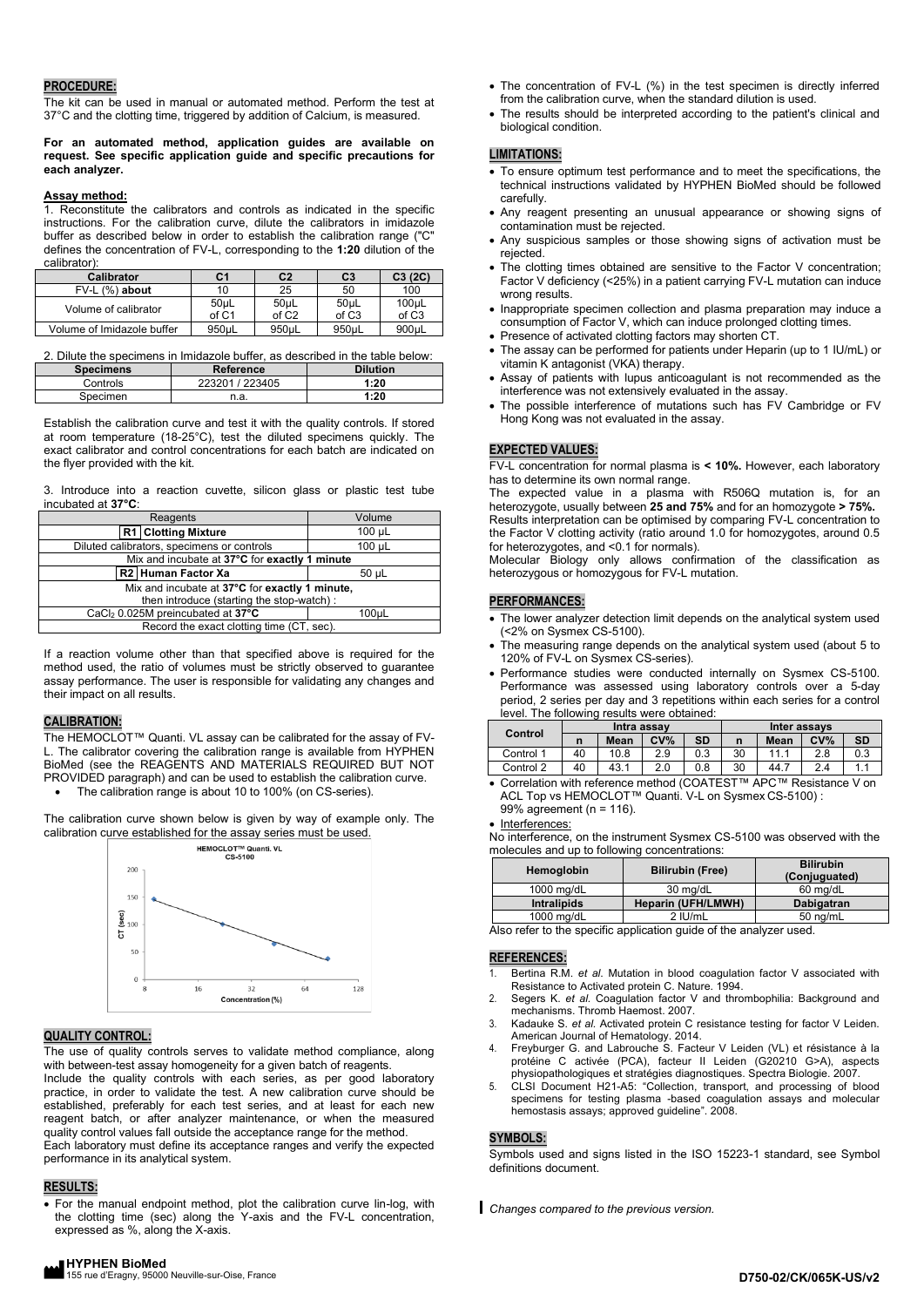## PROCEDURE:

The kit can be used in manual or automated method. Perform the test at 37°C and the clotting time, triggered by addition of Calcium, is measured.

**For an automated method, application guides are available on request. See specific application guide and specific precautions for each analyzer.**

### Assay method:

1. Reconstitute the calibrators and controls as indicated in the specific instructions. For the calibration curve, dilute the calibrators in imidazole buffer as described below in order to establish the calibration range ("C" defines the concentration of FV-L, corresponding to the **1:20** dilution of the calibrator):

| Calibrator | C1 | C2 | C3 | C3 (2C) |
|---|---|---|---|---|
| FV-L (%) **about** | 10 | 25 | 50 | 100 |
| Volume of calibrator | 50µL of C1 | 50µL of C2 | 50µL of C3 | 100µL of C3 |
| Volume of Imidazole buffer | 950µL | 950µL | 950µL | 900µL |

2. Dilute the specimens in Imidazole buffer, as described in the table below:

| Specimens | Reference | Dilution |
|---|---|---|
| Controls | 223201 / 223405 | **1:20** |
| Specimen | n.a. | **1:20** |

Establish the calibration curve and test it with the quality controls. If stored at room temperature (18-25°C), test the diluted specimens quickly. The exact calibrator and control concentrations for each batch are indicated on the flyer provided with the kit.

3. Introduce into a reaction cuvette, silicon glass or plastic test tube incubated at **37°C**:

| Reagents | Volume |
|---|---|
| **R1 Clotting Mixture** | 100 µL |
| Diluted calibrators, specimens or controls | 100 µL |
| Mix and incubate at **37°C** for **exactly 1 minute** | |
| **R2 Human Factor Xa** | 50 µL |
| Mix and incubate at **37°C** for **exactly 1 minute**, then introduce (starting the stop-watch) : | |
| $CaCl_2$ 0.025M preincubated at **37°C** | 100µL |
| Record the exact clotting time (CT, sec). | |

If a reaction volume other than that specified above is required for the method used, the ratio of volumes must be strictly observed to guarantee assay performance. The user is responsible for validating any changes and their impact on all results.

## CALIBRATION:

The HEMOCLOT™ Quanti. VL assay can be calibrated for the assay of FV-L. The calibrator covering the calibration range is available from HYPHEN BioMed (see the REAGENTS AND MATERIALS REQUIRED BUT NOT PROVIDED paragraph) and can be used to establish the calibration curve.

- The calibration range is about 10 to 100% (on CS-series).

The calibration curve shown below is given by way of example only. The calibration curve established for the assay series must be used.

HEMOCLOT™ Quanti. VL
CS-5100
CT (sec)
200
150
100
50
0
8
16
32
64
128
Concentration (%)

## QUALITY CONTROL:

The use of quality controls serves to validate method compliance, along with between-test assay homogeneity for a given batch of reagents.

Include the quality controls with each series, as per good laboratory practice, in order to validate the test. A new calibration curve should be established, preferably for each test series, and at least for each new reagent batch, or after analyzer maintenance, or when the measured quality control values fall outside the acceptance range for the method.

Each laboratory must define its acceptance ranges and verify the expected performance in its analytical system.

## RESULTS:

- For the manual endpoint method, plot the calibration curve lin-log, with the clotting time (sec) along the Y-axis and the FV-L concentration, expressed as %, along the X-axis.
- The concentration of FV-L (%) in the test specimen is directly inferred from the calibration curve, when the standard dilution is used.
- The results should be interpreted according to the patient's clinical and biological condition.

## LIMITATIONS:

- To ensure optimum test performance and to meet the specifications, the technical instructions validated by HYPHEN BioMed should be followed carefully.
- Any reagent presenting an unusual appearance or showing signs of contamination must be rejected.
- Any suspicious samples or those showing signs of activation must be rejected.
- The clotting times obtained are sensitive to the Factor V concentration; Factor V deficiency (<25%) in a patient carrying FV-L mutation can induce wrong results.
- Inappropriate specimen collection and plasma preparation may induce a consumption of Factor V, which can induce prolonged clotting times.
- Presence of activated clotting factors may shorten CT.
- The assay can be performed for patients under Heparin (up to 1 IU/mL) or vitamin K antagonist (VKA) therapy.
- Assay of patients with lupus anticoagulant is not recommended as the interference was not extensively evaluated in the assay.
- The possible interference of mutations such has FV Cambridge or FV Hong Kong was not evaluated in the assay.

## EXPECTED VALUES:

FV-L concentration for normal plasma is **< 10%.** However, each laboratory has to determine its own normal range.

The expected value in a plasma with R506Q mutation is, for an heterozygote, usually between **25 and 75%** and for an homozygote **> 75%.**

Results interpretation can be optimised by comparing FV-L concentration to the Factor V clotting activity (ratio around 1.0 for homozygotes, around 0.5 for heterozygotes, and <0.1 for normals).

Molecular Biology only allows confirmation of the classification as heterozygous or homozygous for FV-L mutation.

## PERFORMANCES:

- The lower analyzer detection limit depends on the analytical system used (<2% on Sysmex CS-5100).
- The measuring range depends on the analytical system used (about 5 to 120% of FV-L on Sysmex CS-series).
- Performance studies were conducted internally on Sysmex CS-5100. Performance was assessed using laboratory controls over a 5-day period, 2 series per day and 3 repetitions within each series for a control level. The following results were obtained:

| Control | Intra assay | | | | Inter assays | | | |
|---|---|---|---|---|---|---|---|---|
| | **n** | **Mean** | **CV%** | **SD** | **n** | **Mean** | **CV%** | **SD** |
| Control 1 | 40 | 10.8 | 2.9 | 0.3 | 30 | 11.1 | 2.8 | 0.3 |
| Control 2 | 40 | 43.1 | 2.0 | 0.8 | 30 | 44.7 | 2.4 | 1.1 |

- Correlation with reference method (COATEST™ APC™ Resistance V on ACL Top vs HEMOCLOT™ Quanti. V-L on Sysmex CS-5100) : 99% agreement (n = 116).
- Interferences:

No interference, on the instrument Sysmex CS-5100 was observed with the molecules and up to following concentrations:

| Hemoglobin | Bilirubin (Free) | Bilirubin (Conjuguated) |
|---|---|---|
| 1000 mg/dL | 30 mg/dL | 60 mg/dL |
| **Intralipids** | **Heparin (UFH/LMWH)** | **Dabigatran** |
| 1000 mg/dL | 2 IU/mL | 50 ng/mL |

Also refer to the specific application guide of the analyzer used.

## REFERENCES:

1. Bertina R.M. *et al.* Mutation in blood coagulation factor V associated with Resistance to Activated protein C. Nature. 1994.
2. Segers K. *et al.* Coagulation factor V and thrombophilia: Background and mechanisms. Thromb Haemost. 2007.
3. Kadauke S. *et al.* Activated protein C resistance testing for factor V Leiden. American Journal of Hematology. 2014.
4. Freyburger G. and Labrouche S. Facteur V Leiden (VL) et résistance à la protéine C activée (PCA), facteur II Leiden (G20210 G>A), aspects physiopathologiques et stratégies diagnostiques. Spectra Biologie. 2007.
5. CLSI Document H21-A5: "Collection, transport, and processing of blood specimens for testing plasma -based coagulation assays and molecular hemostasis assays; approved guideline". 2008.

## SYMBOLS:

Symbols used and signs listed in the ISO 15223-1 standard, see Symbol definitions document.

*Changes compared to the previous version.*

**HYPHEN BioMed**
155 rue d'Eragny, 95000 Neuville-sur-Oise, France

**D750-02/CK/065K-US/v2**